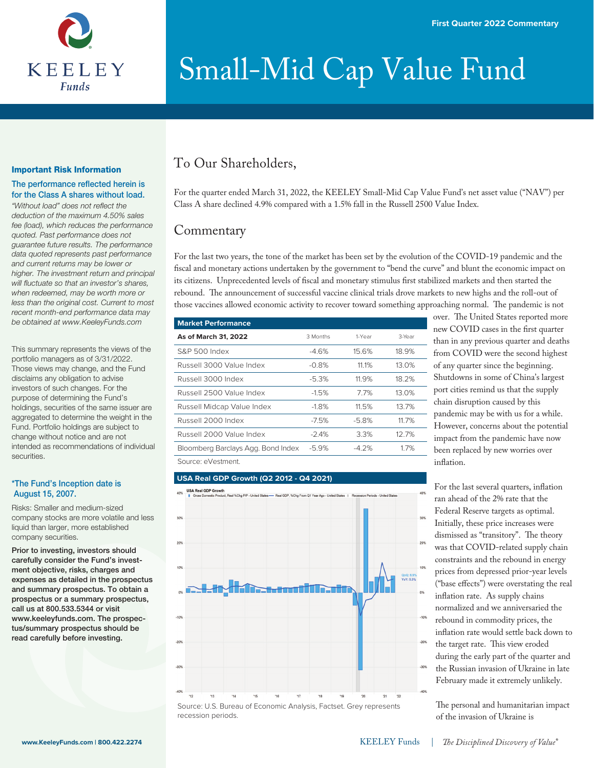First Quarter 2022 Commentary

# Small-Mid Cap Value Fund

## To Our Shareholders,

For the quarter ended March 31, 2022, the KEELEY Small-Mid Cap Value Fund's net asset value ("NAV") per Class A share declined 4.9% compared with a 1.5% fall in the Russell 2500 Value Index.

## Commentary

For the last two years, the tone of the market has been set by the evolution of the COVID-19 pandemic and the fiscal and monetary actions undertaken by the government to "bend the curve" and blunt the economic impact on its citizens. Unprecedented levels of fiscal and monetary stimulus first stabilized markets and then started the rebound. The announcement of successful vaccine clinical trials drove markets to new highs and the roll-out of those vaccines allowed economic activity to recover toward something approaching normal. The pandemic is not over. The United States reported more new COVID cases in the first quarter than in any previous quarter and deaths from COVID were the second highest of any quarter since the beginning. Shutdowns in some of China's largest port cities remind us that the supply chain disruption caused by this pandemic may be with us for a while. However, concerns about the potential impact from the pandemic have now been replaced by new worries over inflation.

**Market Performance**

| As of March 31, 2022 | 3 Months | 1-Year | 3-Year |
|---|---|---|---|
| S&P 500 Index | -4.6% | 15.6% | 18.9% |
| Russell 3000 Value Index | -0.8% | 11.1% | 13.0% |
| Russell 3000 Index | -5.3% | 11.9% | 18.2% |
| Russell 2500 Value Index | -1.5% | 7.7% | 13.0% |
| Russell Midcap Value Index | -1.8% | 11.5% | 13.7% |
| Russell 2000 Index | -7.5% | -5.8% | 11.7% |
| Russell 2000 Value Index | -2.4% | 3.3% | 12.7% |
| Bloomberg Barclays Agg. Bond Index | -5.9% | -4.2% | 1.7% |

Source: eVestment.

**USA Real GDP Growth (Q2 2012 - Q4 2021)**

Source: U.S. Bureau of Economic Analysis, Factset. Grey represents recession periods.

For the last several quarters, inflation ran ahead of the 2% rate that the Federal Reserve targets as optimal. Initially, these price increases were dismissed as "transitory". The theory was that COVID-related supply chain constraints and the rebound in energy prices from depressed prior-year levels ("base effects") were overstating the real inflation rate. As supply chains normalized and we anniversaried the rebound in commodity prices, the inflation rate would settle back down to the target rate. This view eroded during the early part of the quarter and the Russian invasion of Ukraine in late February made it extremely unlikely.

The personal and humanitarian impact of the invasion of Ukraine is

---

**Important Risk Information**

**The performance reflected herein is for the Class A shares without load.**

*"Without load" does not reflect the deduction of the maximum 4.50% sales fee (load), which reduces the performance quoted. Past performance does not guarantee future results. The performance data quoted represents past performance and current returns may be lower or higher. The investment return and principal will fluctuate so that an investor's shares, when redeemed, may be worth more or less than the original cost. Current to most recent month-end performance data may be obtained at www.KeeleyFunds.com*

This summary represents the views of the portfolio managers as of 3/31/2022. Those views may change, and the Fund disclaims any obligation to advise investors of such changes. For the purpose of determining the Fund's holdings, securities of the same issuer are aggregated to determine the weight in the Fund. Portfolio holdings are subject to change without notice and are not intended as recommendations of individual securities.

*The Fund's Inception date is August 15, 2007.

Risks: Smaller and medium-sized company stocks are more volatile and less liquid than larger, more established company securities.

**Prior to investing, investors should carefully consider the Fund's investment objective, risks, charges and expenses as detailed in the prospectus and summary prospectus. To obtain a prospectus or a summary prospectus, call us at 800.533.5344 or visit www.keeleyfunds.com. The prospectus/summary prospectus should be read carefully before investing.**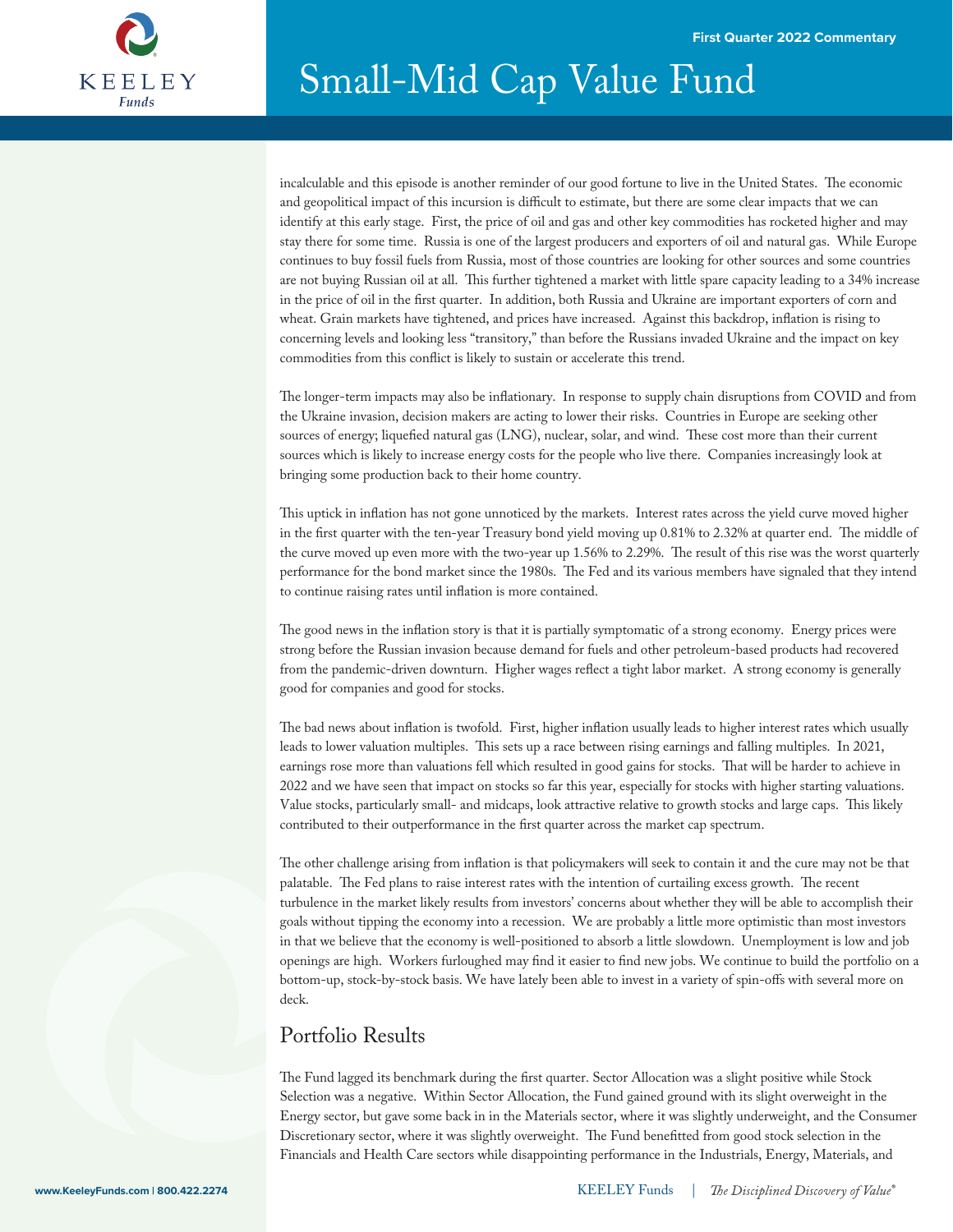incalculable and this episode is another reminder of our good fortune to live in the United States. The economic and geopolitical impact of this incursion is difficult to estimate, but there are some clear impacts that we can identify at this early stage. First, the price of oil and gas and other key commodities has rocketed higher and may stay there for some time. Russia is one of the largest producers and exporters of oil and natural gas. While Europe continues to buy fossil fuels from Russia, most of those countries are looking for other sources and some countries are not buying Russian oil at all. This further tightened a market with little spare capacity leading to a 34% increase in the price of oil in the first quarter. In addition, both Russia and Ukraine are important exporters of corn and wheat. Grain markets have tightened, and prices have increased. Against this backdrop, inflation is rising to concerning levels and looking less "transitory," than before the Russians invaded Ukraine and the impact on key commodities from this conflict is likely to sustain or accelerate this trend.

The longer-term impacts may also be inflationary. In response to supply chain disruptions from COVID and from the Ukraine invasion, decision makers are acting to lower their risks. Countries in Europe are seeking other sources of energy; liquefied natural gas (LNG), nuclear, solar, and wind. These cost more than their current sources which is likely to increase energy costs for the people who live there. Companies increasingly look at bringing some production back to their home country.

This uptick in inflation has not gone unnoticed by the markets. Interest rates across the yield curve moved higher in the first quarter with the ten-year Treasury bond yield moving up 0.81% to 2.32% at quarter end. The middle of the curve moved up even more with the two-year up 1.56% to 2.29%. The result of this rise was the worst quarterly performance for the bond market since the 1980s. The Fed and its various members have signaled that they intend to continue raising rates until inflation is more contained.

The good news in the inflation story is that it is partially symptomatic of a strong economy. Energy prices were strong before the Russian invasion because demand for fuels and other petroleum-based products had recovered from the pandemic-driven downturn. Higher wages reflect a tight labor market. A strong economy is generally good for companies and good for stocks.

The bad news about inflation is twofold. First, higher inflation usually leads to higher interest rates which usually leads to lower valuation multiples. This sets up a race between rising earnings and falling multiples. In 2021, earnings rose more than valuations fell which resulted in good gains for stocks. That will be harder to achieve in 2022 and we have seen that impact on stocks so far this year, especially for stocks with higher starting valuations. Value stocks, particularly small- and midcaps, look attractive relative to growth stocks and large caps. This likely contributed to their outperformance in the first quarter across the market cap spectrum.

The other challenge arising from inflation is that policymakers will seek to contain it and the cure may not be that palatable. The Fed plans to raise interest rates with the intention of curtailing excess growth. The recent turbulence in the market likely results from investors' concerns about whether they will be able to accomplish their goals without tipping the economy into a recession. We are probably a little more optimistic than most investors in that we believe that the economy is well-positioned to absorb a little slowdown. Unemployment is low and job openings are high. Workers furloughed may find it easier to find new jobs. We continue to build the portfolio on a bottom-up, stock-by-stock basis. We have lately been able to invest in a variety of spin-offs with several more on deck.

## Portfolio Results

The Fund lagged its benchmark during the first quarter. Sector Allocation was a slight positive while Stock Selection was a negative. Within Sector Allocation, the Fund gained ground with its slight overweight in the Energy sector, but gave some back in in the Materials sector, where it was slightly underweight, and the Consumer Discretionary sector, where it was slightly overweight. The Fund benefitted from good stock selection in the Financials and Health Care sectors while disappointing performance in the Industrials, Energy, Materials, and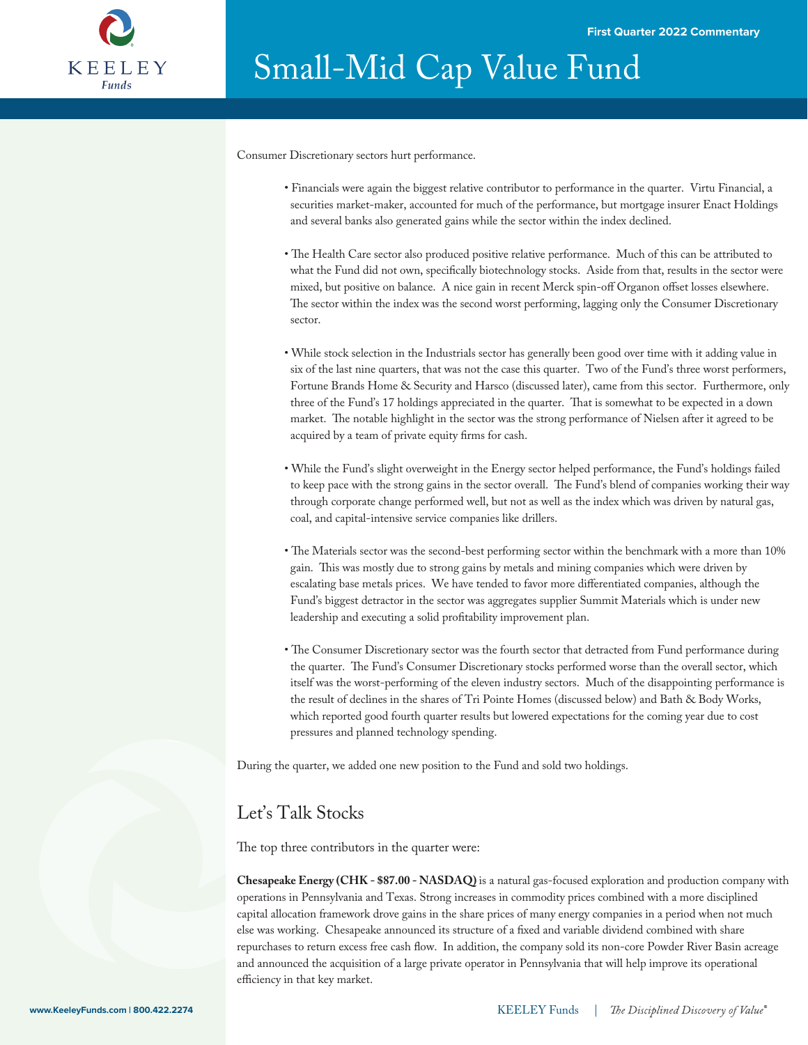Consumer Discretionary sectors hurt performance.

- Financials were again the biggest relative contributor to performance in the quarter. Virtu Financial, a securities market-maker, accounted for much of the performance, but mortgage insurer Enact Holdings and several banks also generated gains while the sector within the index declined.

- The Health Care sector also produced positive relative performance. Much of this can be attributed to what the Fund did not own, specifically biotechnology stocks. Aside from that, results in the sector were mixed, but positive on balance. A nice gain in recent Merck spin-off Organon offset losses elsewhere. The sector within the index was the second worst performing, lagging only the Consumer Discretionary sector.

- While stock selection in the Industrials sector has generally been good over time with it adding value in six of the last nine quarters, that was not the case this quarter. Two of the Fund's three worst performers, Fortune Brands Home & Security and Harsco (discussed later), came from this sector. Furthermore, only three of the Fund's 17 holdings appreciated in the quarter. That is somewhat to be expected in a down market. The notable highlight in the sector was the strong performance of Nielsen after it agreed to be acquired by a team of private equity firms for cash.

- While the Fund's slight overweight in the Energy sector helped performance, the Fund's holdings failed to keep pace with the strong gains in the sector overall. The Fund's blend of companies working their way through corporate change performed well, but not as well as the index which was driven by natural gas, coal, and capital-intensive service companies like drillers.

- The Materials sector was the second-best performing sector within the benchmark with a more than 10% gain. This was mostly due to strong gains by metals and mining companies which were driven by escalating base metals prices. We have tended to favor more differentiated companies, although the Fund's biggest detractor in the sector was aggregates supplier Summit Materials which is under new leadership and executing a solid profitability improvement plan.

- The Consumer Discretionary sector was the fourth sector that detracted from Fund performance during the quarter. The Fund's Consumer Discretionary stocks performed worse than the overall sector, which itself was the worst-performing of the eleven industry sectors. Much of the disappointing performance is the result of declines in the shares of Tri Pointe Homes (discussed below) and Bath & Body Works, which reported good fourth quarter results but lowered expectations for the coming year due to cost pressures and planned technology spending.

During the quarter, we added one new position to the Fund and sold two holdings.

## Let's Talk Stocks

The top three contributors in the quarter were:

**Chesapeake Energy (CHK - $87.00 - NASDAQ)** is a natural gas-focused exploration and production company with operations in Pennsylvania and Texas. Strong increases in commodity prices combined with a more disciplined capital allocation framework drove gains in the share prices of many energy companies in a period when not much else was working. Chesapeake announced its structure of a fixed and variable dividend combined with share repurchases to return excess free cash flow. In addition, the company sold its non-core Powder River Basin acreage and announced the acquisition of a large private operator in Pennsylvania that will help improve its operational efficiency in that key market.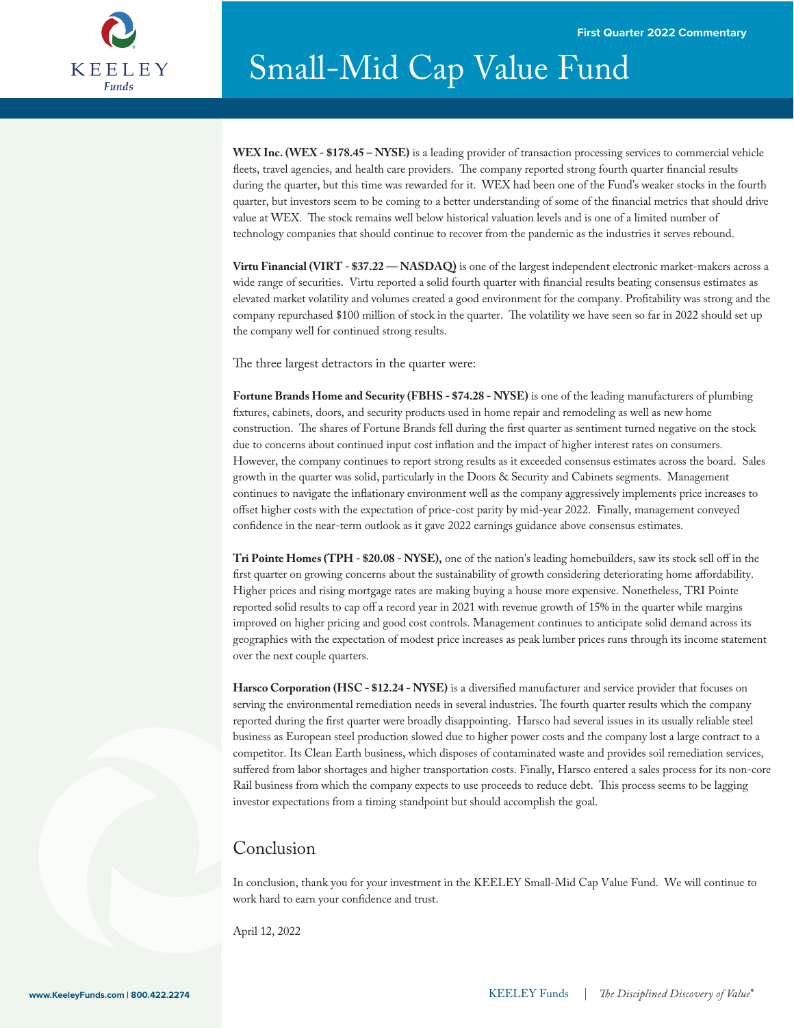**WEX Inc. (WEX - $178.45 – NYSE)** is a leading provider of transaction processing services to commercial vehicle fleets, travel agencies, and health care providers. The company reported strong fourth quarter financial results during the quarter, but this time was rewarded for it. WEX had been one of the Fund's weaker stocks in the fourth quarter, but investors seem to be coming to a better understanding of some of the financial metrics that should drive value at WEX. The stock remains well below historical valuation levels and is one of a limited number of technology companies that should continue to recover from the pandemic as the industries it serves rebound.

**Virtu Financial (VIRT - $37.22 — NASDAQ)** is one of the largest independent electronic market-makers across a wide range of securities. Virtu reported a solid fourth quarter with financial results beating consensus estimates as elevated market volatility and volumes created a good environment for the company. Profitability was strong and the company repurchased $100 million of stock in the quarter. The volatility we have seen so far in 2022 should set up the company well for continued strong results.

The three largest detractors in the quarter were:

**Fortune Brands Home and Security (FBHS - $74.28 - NYSE)** is one of the leading manufacturers of plumbing fixtures, cabinets, doors, and security products used in home repair and remodeling as well as new home construction. The shares of Fortune Brands fell during the first quarter as sentiment turned negative on the stock due to concerns about continued input cost inflation and the impact of higher interest rates on consumers. However, the company continues to report strong results as it exceeded consensus estimates across the board. Sales growth in the quarter was solid, particularly in the Doors & Security and Cabinets segments. Management continues to navigate the inflationary environment well as the company aggressively implements price increases to offset higher costs with the expectation of price-cost parity by mid-year 2022. Finally, management conveyed confidence in the near-term outlook as it gave 2022 earnings guidance above consensus estimates.

**Tri Pointe Homes (TPH - $20.08 - NYSE),** one of the nation's leading homebuilders, saw its stock sell off in the first quarter on growing concerns about the sustainability of growth considering deteriorating home affordability. Higher prices and rising mortgage rates are making buying a house more expensive. Nonetheless, TRI Pointe reported solid results to cap off a record year in 2021 with revenue growth of 15% in the quarter while margins improved on higher pricing and good cost controls. Management continues to anticipate solid demand across its geographies with the expectation of modest price increases as peak lumber prices runs through its income statement over the next couple quarters.

**Harsco Corporation (HSC - $12.24 - NYSE)** is a diversified manufacturer and service provider that focuses on serving the environmental remediation needs in several industries. The fourth quarter results which the company reported during the first quarter were broadly disappointing. Harsco had several issues in its usually reliable steel business as European steel production slowed due to higher power costs and the company lost a large contract to a competitor. Its Clean Earth business, which disposes of contaminated waste and provides soil remediation services, suffered from labor shortages and higher transportation costs. Finally, Harsco entered a sales process for its non-core Rail business from which the company expects to use proceeds to reduce debt. This process seems to be lagging investor expectations from a timing standpoint but should accomplish the goal.

## Conclusion

In conclusion, thank you for your investment in the KEELEY Small-Mid Cap Value Fund. We will continue to work hard to earn your confidence and trust.

April 12, 2022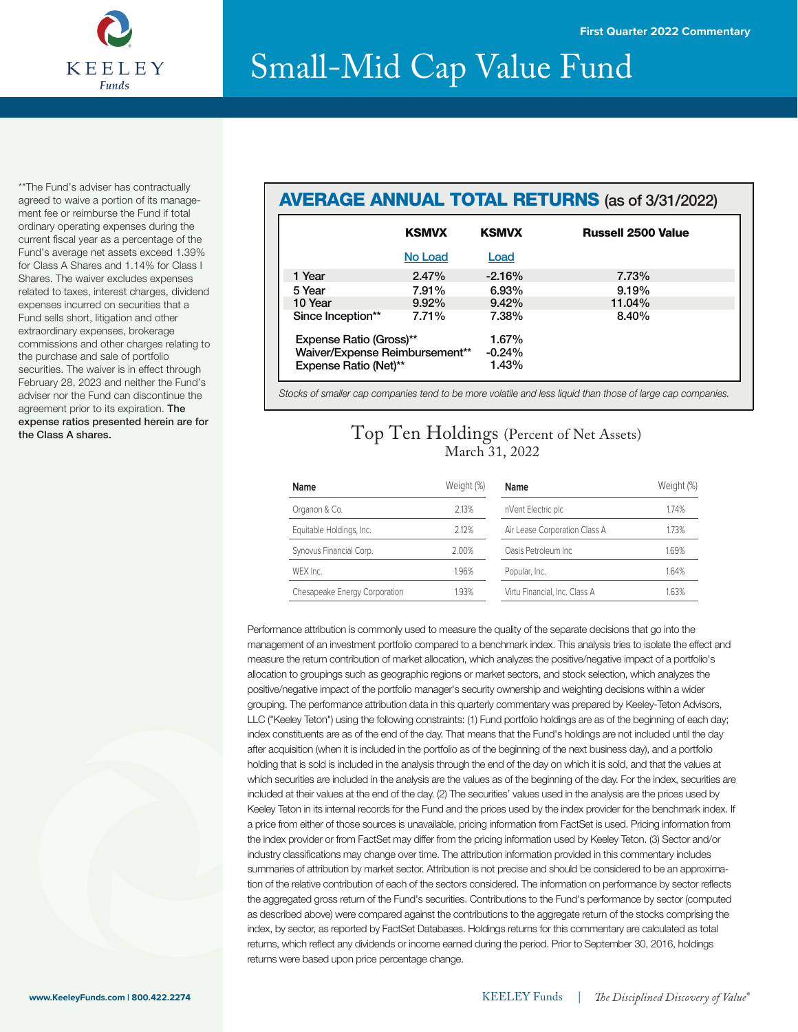First Quarter 2022 Commentary

# Small-Mid Cap Value Fund

**The Fund's adviser has contractually agreed to waive a portion of its management fee or reimburse the Fund if total ordinary operating expenses during the current fiscal year as a percentage of the Fund's average net assets exceed 1.39% for Class A Shares and 1.14% for Class I Shares. The waiver excludes expenses related to taxes, interest charges, dividend expenses incurred on securities that a Fund sells short, litigation and other extraordinary expenses, brokerage commissions and other charges relating to the purchase and sale of portfolio securities. The waiver is in effect through February 28, 2023 and neither the Fund's adviser nor the Fund can discontinue the agreement prior to its expiration. **The expense ratios presented herein are for the Class A shares.**

## AVERAGE ANNUAL TOTAL RETURNS (as of 3/31/2022)

| | KSMVX No Load | KSMVX Load | Russell 2500 Value |
|---|---|---|---|
| 1 Year | 2.47% | -2.16% | 7.73% |
| 5 Year | 7.91% | 6.93% | 9.19% |
| 10 Year | 9.92% | 9.42% | 11.04% |
| Since Inception** | 7.71% | 7.38% | 8.40% |

| | |
|---|---|
| Expense Ratio (Gross)** | 1.67% |
| Waiver/Expense Reimbursement** | -0.24% |
| Expense Ratio (Net)** | 1.43% |

*Stocks of smaller cap companies tend to be more volatile and less liquid than those of large cap companies.*

## Top Ten Holdings (Percent of Net Assets)
March 31, 2022

| Name | Weight (%) | Name | Weight (%) |
|---|---|---|---|
| Organon & Co. | 2.13% | nVent Electric plc | 1.74% |
| Equitable Holdings, Inc. | 2.12% | Air Lease Corporation Class A | 1.73% |
| Synovus Financial Corp. | 2.00% | Oasis Petroleum Inc | 1.69% |
| WEX Inc. | 1.96% | Popular, Inc. | 1.64% |
| Chesapeake Energy Corporation | 1.93% | Virtu Financial, Inc. Class A | 1.63% |

Performance attribution is commonly used to measure the quality of the separate decisions that go into the management of an investment portfolio compared to a benchmark index. This analysis tries to isolate the effect and measure the return contribution of market allocation, which analyzes the positive/negative impact of a portfolio's allocation to groupings such as geographic regions or market sectors, and stock selection, which analyzes the positive/negative impact of the portfolio manager's security ownership and weighting decisions within a wider grouping. The performance attribution data in this quarterly commentary was prepared by Keeley-Teton Advisors, LLC ("Keeley Teton") using the following constraints: (1) Fund portfolio holdings are as of the beginning of each day; index constituents are as of the end of the day. That means that the Fund's holdings are not included until the day after acquisition (when it is included in the portfolio as of the beginning of the next business day), and a portfolio holding that is sold is included in the analysis through the end of the day on which it is sold, and that the values at which securities are included in the analysis are the values as of the beginning of the day. For the index, securities are included at their values at the end of the day. (2) The securities' values used in the analysis are the prices used by Keeley Teton in its internal records for the Fund and the prices used by the index provider for the benchmark index. If a price from either of those sources is unavailable, pricing information from FactSet is used. Pricing information from the index provider or from FactSet may differ from the pricing information used by Keeley Teton. (3) Sector and/or industry classifications may change over time. The attribution information provided in this commentary includes summaries of attribution by market sector. Attribution is not precise and should be considered to be an approximation of the relative contribution of each of the sectors considered. The information on performance by sector reflects the aggregated gross return of the Fund's securities. Contributions to the Fund's performance by sector (computed as described above) were compared against the contributions to the aggregate return of the stocks comprising the index, by sector, as reported by FactSet Databases. Holdings returns for this commentary are calculated as total returns, which reflect any dividends or income earned during the period. Prior to September 30, 2016, holdings returns were based upon price percentage change.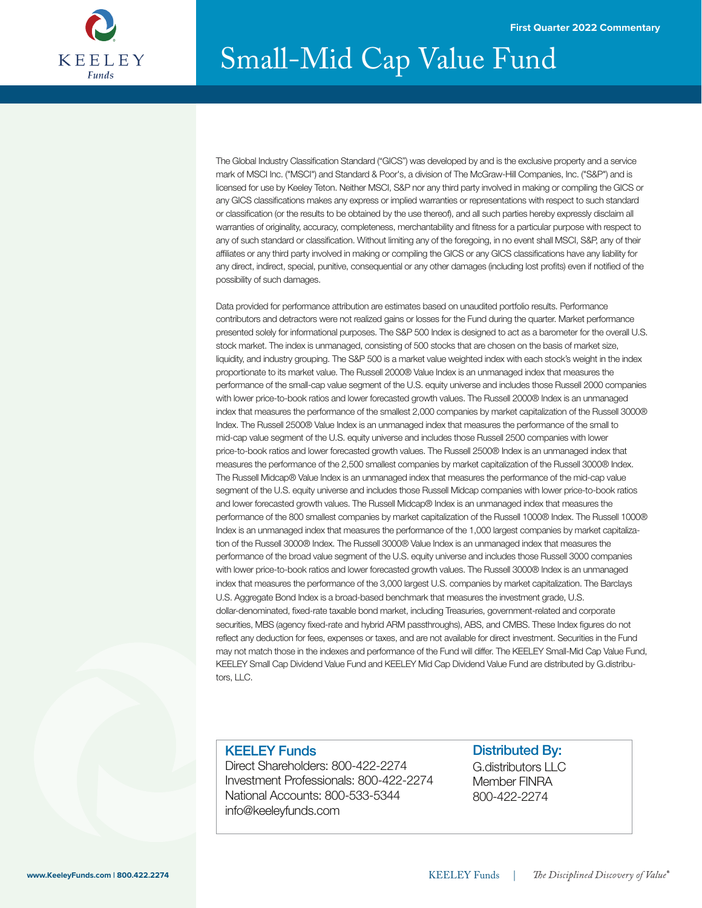The Global Industry Classification Standard ("GICS") was developed by and is the exclusive property and a service mark of MSCI Inc. ("MSCI") and Standard & Poor's, a division of The McGraw-Hill Companies, Inc. ("S&P") and is licensed for use by Keeley Teton. Neither MSCI, S&P nor any third party involved in making or compiling the GICS or any GICS classifications makes any express or implied warranties or representations with respect to such standard or classification (or the results to be obtained by the use thereof), and all such parties hereby expressly disclaim all warranties of originality, accuracy, completeness, merchantability and fitness for a particular purpose with respect to any of such standard or classification. Without limiting any of the foregoing, in no event shall MSCI, S&P, any of their affiliates or any third party involved in making or compiling the GICS or any GICS classifications have any liability for any direct, indirect, special, punitive, consequential or any other damages (including lost profits) even if notified of the possibility of such damages.

Data provided for performance attribution are estimates based on unaudited portfolio results. Performance contributors and detractors were not realized gains or losses for the Fund during the quarter. Market performance presented solely for informational purposes. The S&P 500 Index is designed to act as a barometer for the overall U.S. stock market. The index is unmanaged, consisting of 500 stocks that are chosen on the basis of market size, liquidity, and industry grouping. The S&P 500 is a market value weighted index with each stock's weight in the index proportionate to its market value. The Russell 2000® Value Index is an unmanaged index that measures the performance of the small-cap value segment of the U.S. equity universe and includes those Russell 2000 companies with lower price-to-book ratios and lower forecasted growth values. The Russell 2000® Index is an unmanaged index that measures the performance of the smallest 2,000 companies by market capitalization of the Russell 3000® Index. The Russell 2500® Value Index is an unmanaged index that measures the performance of the small to mid-cap value segment of the U.S. equity universe and includes those Russell 2500 companies with lower price-to-book ratios and lower forecasted growth values. The Russell 2500® Index is an unmanaged index that measures the performance of the 2,500 smallest companies by market capitalization of the Russell 3000® Index. The Russell Midcap® Value Index is an unmanaged index that measures the performance of the mid-cap value segment of the U.S. equity universe and includes those Russell Midcap companies with lower price-to-book ratios and lower forecasted growth values. The Russell Midcap® Index is an unmanaged index that measures the performance of the 800 smallest companies by market capitalization of the Russell 1000® Index. The Russell 1000® Index is an unmanaged index that measures the performance of the 1,000 largest companies by market capitalization of the Russell 3000® Index. The Russell 3000® Value Index is an unmanaged index that measures the performance of the broad value segment of the U.S. equity universe and includes those Russell 3000 companies with lower price-to-book ratios and lower forecasted growth values. The Russell 3000® Index is an unmanaged index that measures the performance of the 3,000 largest U.S. companies by market capitalization. The Barclays U.S. Aggregate Bond Index is a broad-based benchmark that measures the investment grade, U.S. dollar-denominated, fixed-rate taxable bond market, including Treasuries, government-related and corporate securities, MBS (agency fixed-rate and hybrid ARM passthroughs), ABS, and CMBS. These Index figures do not reflect any deduction for fees, expenses or taxes, and are not available for direct investment. Securities in the Fund may not match those in the indexes and performance of the Fund will differ. The KEELEY Small-Mid Cap Value Fund, KEELEY Small Cap Dividend Value Fund and KEELEY Mid Cap Dividend Value Fund are distributed by G.distributors, LLC.

### KEELEY Funds

Direct Shareholders: 800-422-2274
Investment Professionals: 800-422-2274
National Accounts: 800-533-5344
info@keeleyfunds.com

### Distributed By:

G.distributors LLC
Member FINRA
800-422-2274